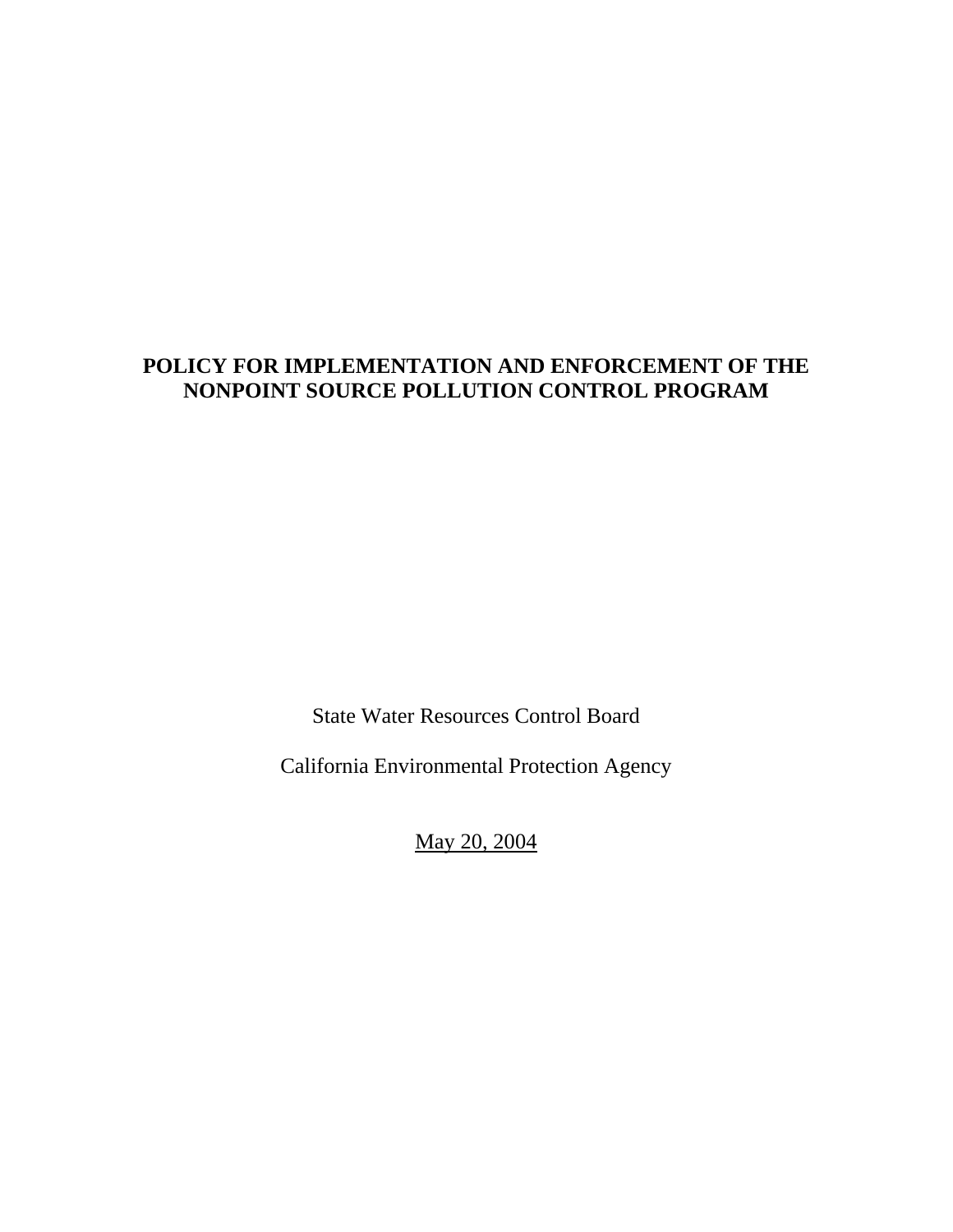# POLICY FOR IMPLEMENTATION AND ENFORCEMENT OF THE NONPOINT SOURCE POLLUTION CONTROL PROGRAM

State Water Resources Control Board

California Environmental Protection Agency

May 20, 2004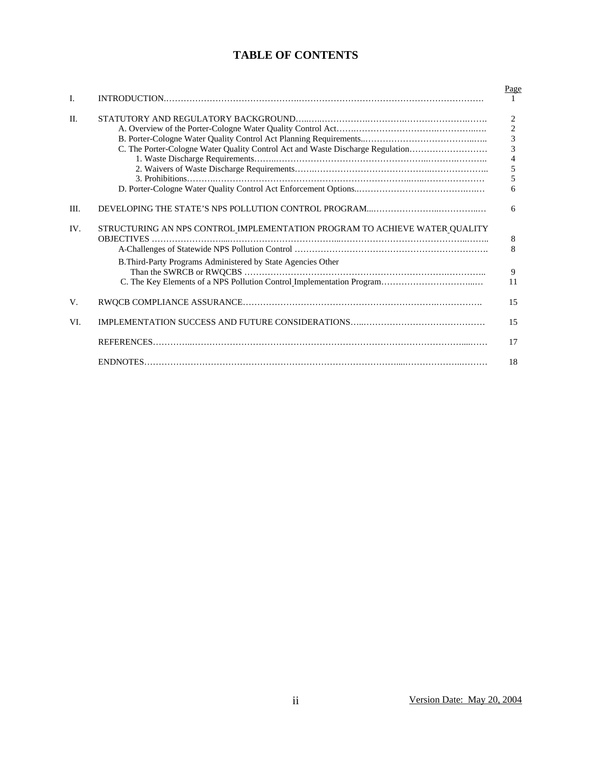# TABLE OF CONTENTS

| | | Page |
|---|---|---|
| I. | INTRODUCTION | 1 |
| II. | STATUTORY AND REGULATORY BACKGROUND | 2 |
| | A. Overview of the Porter-Cologne Water Quality Control Act | 2 |
| | B. Porter-Cologne Water Quality Control Act Planning Requirements | 3 |
| | C. The Porter-Cologne Water Quality Control Act and Waste Discharge Regulation | 3 |
| | 1. Waste Discharge Requirements | 4 |
| | 2. Waivers of Waste Discharge Requirements | 5 |
| | 3. Prohibitions | 5 |
| | D. Porter-Cologne Water Quality Control Act Enforcement Options | 6 |
| III. | DEVELOPING THE STATE'S NPS POLLUTION CONTROL PROGRAM | 6 |
| IV. | STRUCTURING AN NPS CONTROL IMPLEMENTATION PROGRAM TO ACHIEVE WATER QUALITY OBJECTIVES | 8 |
| | A-Challenges of Statewide NPS Pollution Control | 8 |
| | B. Third-Party Programs Administered by State Agencies Other Than the SWRCB or RWQCBS | 9 |
| | C. The Key Elements of a NPS Pollution Control Implementation Program | 11 |
| V. | RWQCB COMPLIANCE ASSURANCE | 15 |
| VI. | IMPLEMENTATION SUCCESS AND FUTURE CONSIDERATIONS | 15 |
| | REFERENCES | 17 |
| | ENDNOTES | 18 |

Version Date: May 20, 2004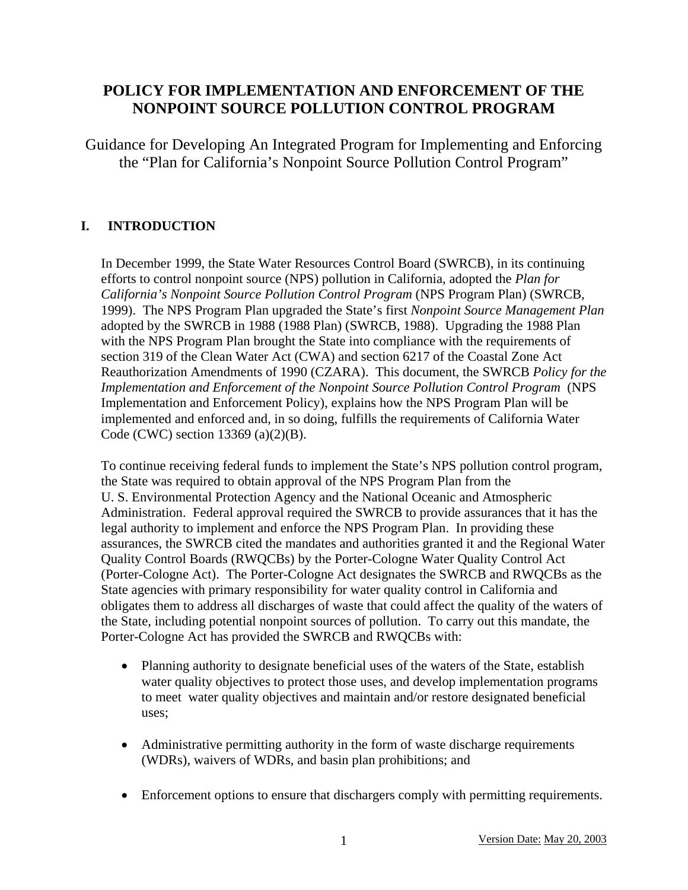# POLICY FOR IMPLEMENTATION AND ENFORCEMENT OF THE NONPOINT SOURCE POLLUTION CONTROL PROGRAM

Guidance for Developing An Integrated Program for Implementing and Enforcing the "Plan for California's Nonpoint Source Pollution Control Program"

## I. INTRODUCTION

In December 1999, the State Water Resources Control Board (SWRCB), in its continuing efforts to control nonpoint source (NPS) pollution in California, adopted the *Plan for California's Nonpoint Source Pollution Control Program* (NPS Program Plan) (SWRCB, 1999). The NPS Program Plan upgraded the State's first *Nonpoint Source Management Plan* adopted by the SWRCB in 1988 (1988 Plan) (SWRCB, 1988). Upgrading the 1988 Plan with the NPS Program Plan brought the State into compliance with the requirements of section 319 of the Clean Water Act (CWA) and section 6217 of the Coastal Zone Act Reauthorization Amendments of 1990 (CZARA). This document, the SWRCB *Policy for the Implementation and Enforcement of the Nonpoint Source Pollution Control Program* (NPS Implementation and Enforcement Policy), explains how the NPS Program Plan will be implemented and enforced and, in so doing, fulfills the requirements of California Water Code (CWC) section 13369 (a)(2)(B).

To continue receiving federal funds to implement the State's NPS pollution control program, the State was required to obtain approval of the NPS Program Plan from the U. S. Environmental Protection Agency and the National Oceanic and Atmospheric Administration. Federal approval required the SWRCB to provide assurances that it has the legal authority to implement and enforce the NPS Program Plan. In providing these assurances, the SWRCB cited the mandates and authorities granted it and the Regional Water Quality Control Boards (RWQCBs) by the Porter-Cologne Water Quality Control Act (Porter-Cologne Act). The Porter-Cologne Act designates the SWRCB and RWQCBs as the State agencies with primary responsibility for water quality control in California and obligates them to address all discharges of waste that could affect the quality of the waters of the State, including potential nonpoint sources of pollution. To carry out this mandate, the Porter-Cologne Act has provided the SWRCB and RWQCBs with:

- Planning authority to designate beneficial uses of the waters of the State, establish water quality objectives to protect those uses, and develop implementation programs to meet water quality objectives and maintain and/or restore designated beneficial uses;
- Administrative permitting authority in the form of waste discharge requirements (WDRs), waivers of WDRs, and basin plan prohibitions; and
- Enforcement options to ensure that dischargers comply with permitting requirements.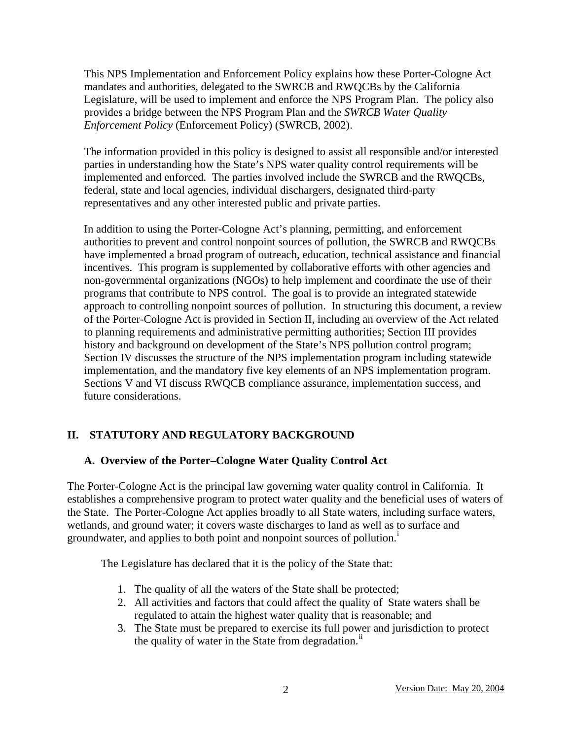This NPS Implementation and Enforcement Policy explains how these Porter-Cologne Act mandates and authorities, delegated to the SWRCB and RWQCBs by the California Legislature, will be used to implement and enforce the NPS Program Plan. The policy also provides a bridge between the NPS Program Plan and the *SWRCB Water Quality Enforcement Policy* (Enforcement Policy) (SWRCB, 2002).

The information provided in this policy is designed to assist all responsible and/or interested parties in understanding how the State's NPS water quality control requirements will be implemented and enforced. The parties involved include the SWRCB and the RWQCBs, federal, state and local agencies, individual dischargers, designated third-party representatives and any other interested public and private parties.

In addition to using the Porter-Cologne Act's planning, permitting, and enforcement authorities to prevent and control nonpoint sources of pollution, the SWRCB and RWQCBs have implemented a broad program of outreach, education, technical assistance and financial incentives. This program is supplemented by collaborative efforts with other agencies and non-governmental organizations (NGOs) to help implement and coordinate the use of their programs that contribute to NPS control. The goal is to provide an integrated statewide approach to controlling nonpoint sources of pollution. In structuring this document, a review of the Porter-Cologne Act is provided in Section II, including an overview of the Act related to planning requirements and administrative permitting authorities; Section III provides history and background on development of the State's NPS pollution control program; Section IV discusses the structure of the NPS implementation program including statewide implementation, and the mandatory five key elements of an NPS implementation program. Sections V and VI discuss RWQCB compliance assurance, implementation success, and future considerations.

## II. STATUTORY AND REGULATORY BACKGROUND

### A. Overview of the Porter–Cologne Water Quality Control Act

The Porter-Cologne Act is the principal law governing water quality control in California. It establishes a comprehensive program to protect water quality and the beneficial uses of waters of the State. The Porter-Cologne Act applies broadly to all State waters, including surface waters, wetlands, and ground water; it covers waste discharges to land as well as to surface and groundwater, and applies to both point and nonpoint sources of pollution.[i]

The Legislature has declared that it is the policy of the State that:

1. The quality of all the waters of the State shall be protected;
2. All activities and factors that could affect the quality of State waters shall be regulated to attain the highest water quality that is reasonable; and
3. The State must be prepared to exercise its full power and jurisdiction to protect the quality of water in the State from degradation.[ii]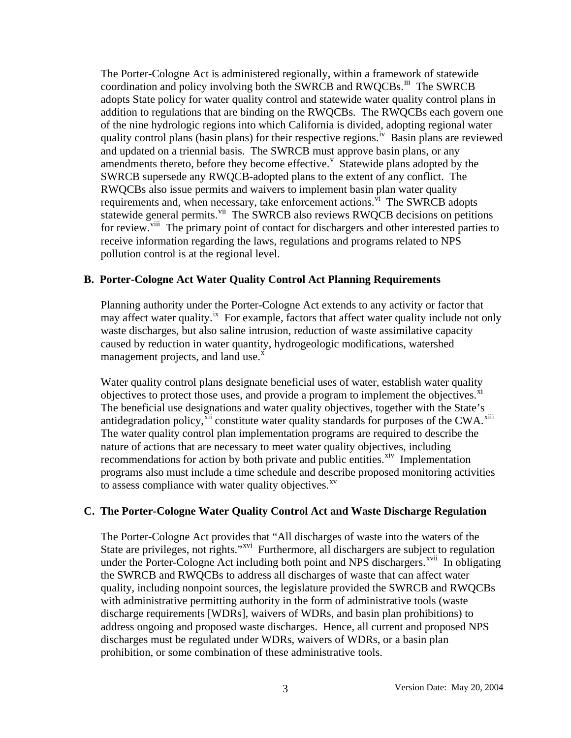The Porter-Cologne Act is administered regionally, within a framework of statewide coordination and policy involving both the SWRCB and RWQCBs.[iii] The SWRCB adopts State policy for water quality control and statewide water quality control plans in addition to regulations that are binding on the RWQCBs. The RWQCBs each govern one of the nine hydrologic regions into which California is divided, adopting regional water quality control plans (basin plans) for their respective regions.[iv] Basin plans are reviewed and updated on a triennial basis. The SWRCB must approve basin plans, or any amendments thereto, before they become effective.[v] Statewide plans adopted by the SWRCB supersede any RWQCB-adopted plans to the extent of any conflict. The RWQCBs also issue permits and waivers to implement basin plan water quality requirements and, when necessary, take enforcement actions.[vi] The SWRCB adopts statewide general permits.[vii] The SWRCB also reviews RWQCB decisions on petitions for review.[viii] The primary point of contact for dischargers and other interested parties to receive information regarding the laws, regulations and programs related to NPS pollution control is at the regional level.

### B. Porter-Cologne Act Water Quality Control Act Planning Requirements

Planning authority under the Porter-Cologne Act extends to any activity or factor that may affect water quality.[ix] For example, factors that affect water quality include not only waste discharges, but also saline intrusion, reduction of waste assimilative capacity caused by reduction in water quantity, hydrogeologic modifications, watershed management projects, and land use.[x]

Water quality control plans designate beneficial uses of water, establish water quality objectives to protect those uses, and provide a program to implement the objectives.[xi] The beneficial use designations and water quality objectives, together with the State's antidegradation policy,[xii] constitute water quality standards for purposes of the CWA.[xiii] The water quality control plan implementation programs are required to describe the nature of actions that are necessary to meet water quality objectives, including recommendations for action by both private and public entities.[xiv] Implementation programs also must include a time schedule and describe proposed monitoring activities to assess compliance with water quality objectives.[xv]

### C. The Porter-Cologne Water Quality Control Act and Waste Discharge Regulation

The Porter-Cologne Act provides that "All discharges of waste into the waters of the State are privileges, not rights."[xvi] Furthermore, all dischargers are subject to regulation under the Porter-Cologne Act including both point and NPS dischargers.[xvii] In obligating the SWRCB and RWQCBs to address all discharges of waste that can affect water quality, including nonpoint sources, the legislature provided the SWRCB and RWQCBs with administrative permitting authority in the form of administrative tools (waste discharge requirements [WDRs], waivers of WDRs, and basin plan prohibitions) to address ongoing and proposed waste discharges. Hence, all current and proposed NPS discharges must be regulated under WDRs, waivers of WDRs, or a basin plan prohibition, or some combination of these administrative tools.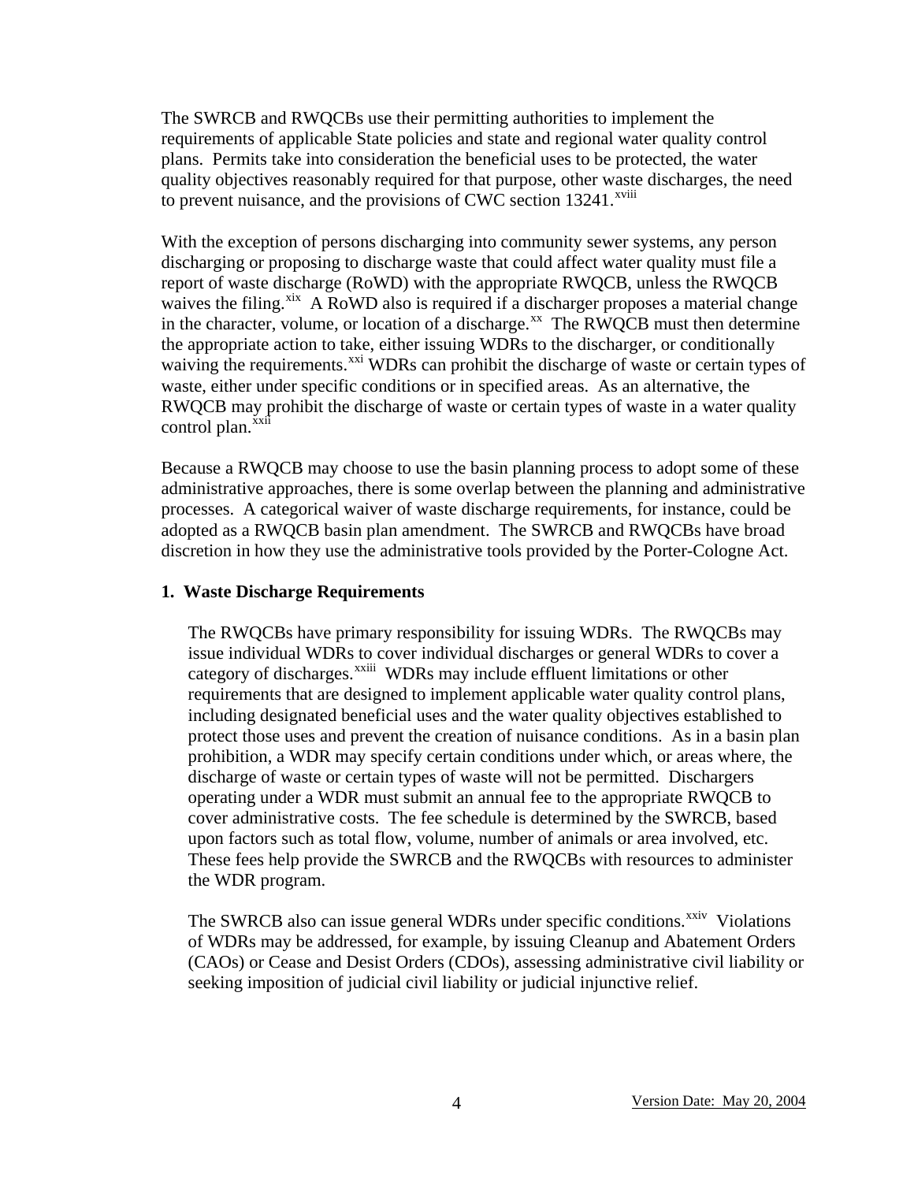The SWRCB and RWQCBs use their permitting authorities to implement the requirements of applicable State policies and state and regional water quality control plans. Permits take into consideration the beneficial uses to be protected, the water quality objectives reasonably required for that purpose, other waste discharges, the need to prevent nuisance, and the provisions of CWC section 13241.[xviii]

With the exception of persons discharging into community sewer systems, any person discharging or proposing to discharge waste that could affect water quality must file a report of waste discharge (RoWD) with the appropriate RWQCB, unless the RWQCB waives the filing.[xix] A RoWD also is required if a discharger proposes a material change in the character, volume, or location of a discharge.[xx] The RWQCB must then determine the appropriate action to take, either issuing WDRs to the discharger, or conditionally waiving the requirements.[xxi] WDRs can prohibit the discharge of waste or certain types of waste, either under specific conditions or in specified areas. As an alternative, the RWQCB may prohibit the discharge of waste or certain types of waste in a water quality control plan.[xxii]

Because a RWQCB may choose to use the basin planning process to adopt some of these administrative approaches, there is some overlap between the planning and administrative processes. A categorical waiver of waste discharge requirements, for instance, could be adopted as a RWQCB basin plan amendment. The SWRCB and RWQCBs have broad discretion in how they use the administrative tools provided by the Porter-Cologne Act.

### 1. Waste Discharge Requirements

The RWQCBs have primary responsibility for issuing WDRs. The RWQCBs may issue individual WDRs to cover individual discharges or general WDRs to cover a category of discharges.[xxiii] WDRs may include effluent limitations or other requirements that are designed to implement applicable water quality control plans, including designated beneficial uses and the water quality objectives established to protect those uses and prevent the creation of nuisance conditions. As in a basin plan prohibition, a WDR may specify certain conditions under which, or areas where, the discharge of waste or certain types of waste will not be permitted. Dischargers operating under a WDR must submit an annual fee to the appropriate RWQCB to cover administrative costs. The fee schedule is determined by the SWRCB, based upon factors such as total flow, volume, number of animals or area involved, etc. These fees help provide the SWRCB and the RWQCBs with resources to administer the WDR program.

The SWRCB also can issue general WDRs under specific conditions.[xxiv] Violations of WDRs may be addressed, for example, by issuing Cleanup and Abatement Orders (CAOs) or Cease and Desist Orders (CDOs), assessing administrative civil liability or seeking imposition of judicial civil liability or judicial injunctive relief.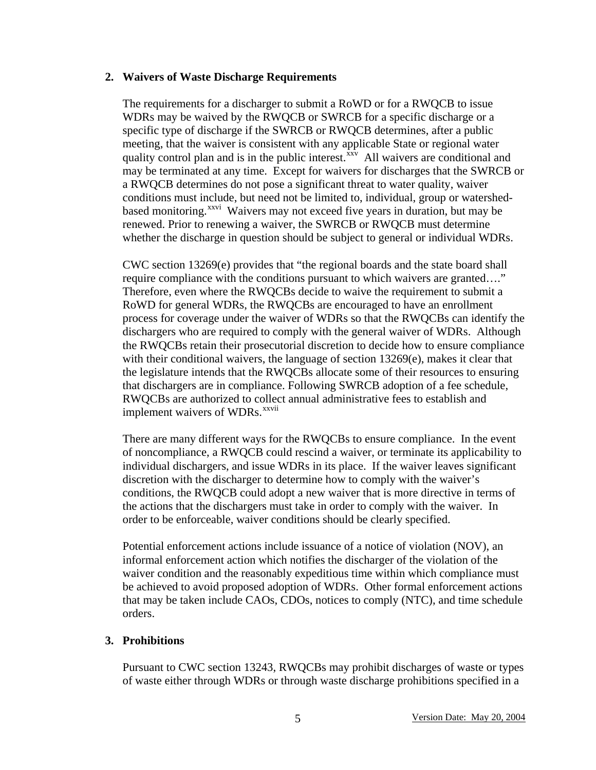## 2. Waivers of Waste Discharge Requirements

The requirements for a discharger to submit a RoWD or for a RWQCB to issue WDRs may be waived by the RWQCB or SWRCB for a specific discharge or a specific type of discharge if the SWRCB or RWQCB determines, after a public meeting, that the waiver is consistent with any applicable State or regional water quality control plan and is in the public interest.[xxv] All waivers are conditional and may be terminated at any time. Except for waivers for discharges that the SWRCB or a RWQCB determines do not pose a significant threat to water quality, waiver conditions must include, but need not be limited to, individual, group or watershed-based monitoring.[xxvi] Waivers may not exceed five years in duration, but may be renewed. Prior to renewing a waiver, the SWRCB or RWQCB must determine whether the discharge in question should be subject to general or individual WDRs.

CWC section 13269(e) provides that "the regional boards and the state board shall require compliance with the conditions pursuant to which waivers are granted…." Therefore, even where the RWQCBs decide to waive the requirement to submit a RoWD for general WDRs, the RWQCBs are encouraged to have an enrollment process for coverage under the waiver of WDRs so that the RWQCBs can identify the dischargers who are required to comply with the general waiver of WDRs. Although the RWQCBs retain their prosecutorial discretion to decide how to ensure compliance with their conditional waivers, the language of section 13269(e), makes it clear that the legislature intends that the RWQCBs allocate some of their resources to ensuring that dischargers are in compliance. Following SWRCB adoption of a fee schedule, RWQCBs are authorized to collect annual administrative fees to establish and implement waivers of WDRs.[xxvii]

There are many different ways for the RWQCBs to ensure compliance. In the event of noncompliance, a RWQCB could rescind a waiver, or terminate its applicability to individual dischargers, and issue WDRs in its place. If the waiver leaves significant discretion with the discharger to determine how to comply with the waiver's conditions, the RWQCB could adopt a new waiver that is more directive in terms of the actions that the dischargers must take in order to comply with the waiver. In order to be enforceable, waiver conditions should be clearly specified.

Potential enforcement actions include issuance of a notice of violation (NOV), an informal enforcement action which notifies the discharger of the violation of the waiver condition and the reasonably expeditious time within which compliance must be achieved to avoid proposed adoption of WDRs. Other formal enforcement actions that may be taken include CAOs, CDOs, notices to comply (NTC), and time schedule orders.

## 3. Prohibitions

Pursuant to CWC section 13243, RWQCBs may prohibit discharges of waste or types of waste either through WDRs or through waste discharge prohibitions specified in a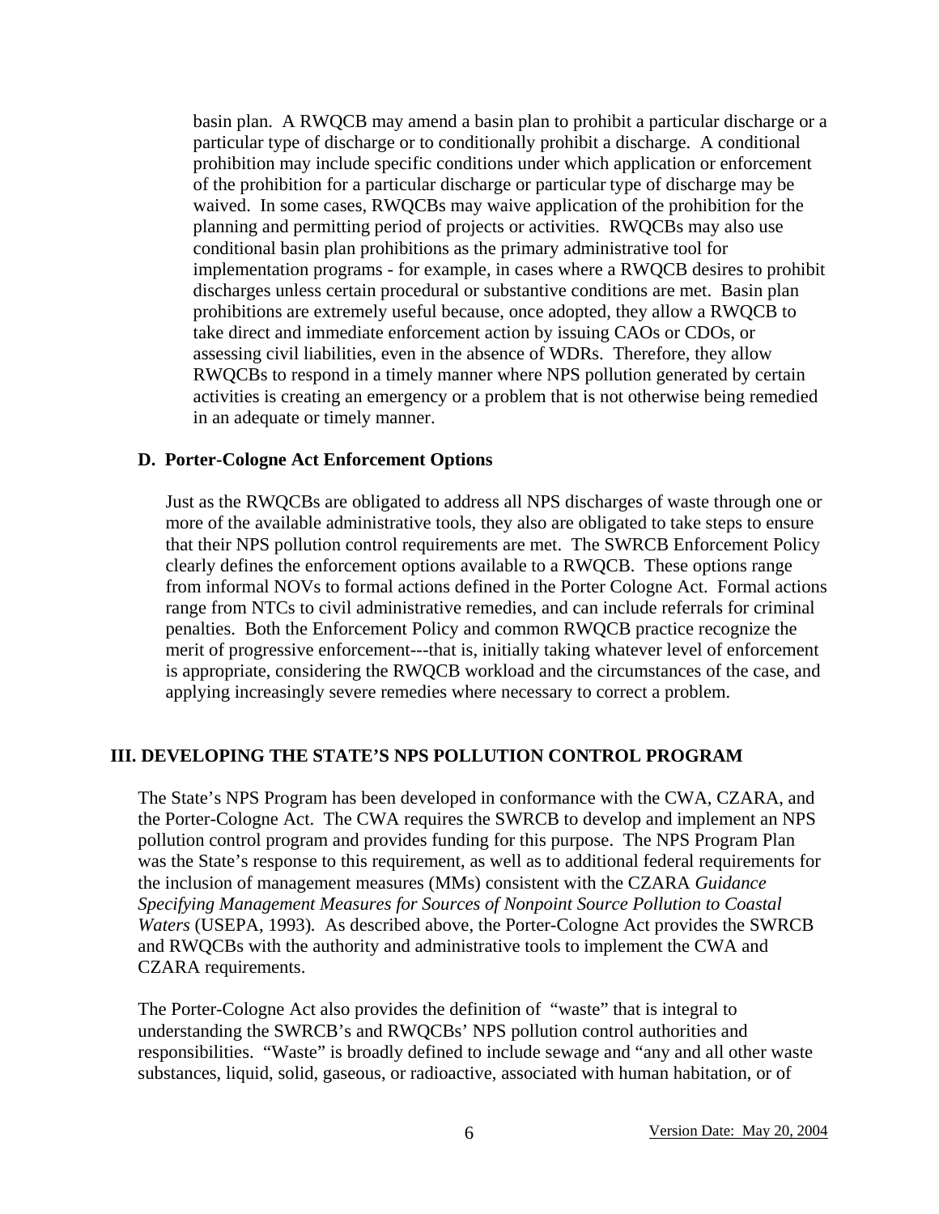basin plan. A RWQCB may amend a basin plan to prohibit a particular discharge or a particular type of discharge or to conditionally prohibit a discharge. A conditional prohibition may include specific conditions under which application or enforcement of the prohibition for a particular discharge or particular type of discharge may be waived. In some cases, RWQCBs may waive application of the prohibition for the planning and permitting period of projects or activities. RWQCBs may also use conditional basin plan prohibitions as the primary administrative tool for implementation programs - for example, in cases where a RWQCB desires to prohibit discharges unless certain procedural or substantive conditions are met. Basin plan prohibitions are extremely useful because, once adopted, they allow a RWQCB to take direct and immediate enforcement action by issuing CAOs or CDOs, or assessing civil liabilities, even in the absence of WDRs. Therefore, they allow RWQCBs to respond in a timely manner where NPS pollution generated by certain activities is creating an emergency or a problem that is not otherwise being remedied in an adequate or timely manner.

### D. Porter-Cologne Act Enforcement Options

Just as the RWQCBs are obligated to address all NPS discharges of waste through one or more of the available administrative tools, they also are obligated to take steps to ensure that their NPS pollution control requirements are met. The SWRCB Enforcement Policy clearly defines the enforcement options available to a RWQCB. These options range from informal NOVs to formal actions defined in the Porter Cologne Act. Formal actions range from NTCs to civil administrative remedies, and can include referrals for criminal penalties. Both the Enforcement Policy and common RWQCB practice recognize the merit of progressive enforcement---that is, initially taking whatever level of enforcement is appropriate, considering the RWQCB workload and the circumstances of the case, and applying increasingly severe remedies where necessary to correct a problem.

## III. DEVELOPING THE STATE'S NPS POLLUTION CONTROL PROGRAM

The State's NPS Program has been developed in conformance with the CWA, CZARA, and the Porter-Cologne Act. The CWA requires the SWRCB to develop and implement an NPS pollution control program and provides funding for this purpose. The NPS Program Plan was the State's response to this requirement, as well as to additional federal requirements for the inclusion of management measures (MMs) consistent with the CZARA *Guidance Specifying Management Measures for Sources of Nonpoint Source Pollution to Coastal Waters* (USEPA, 1993). As described above, the Porter-Cologne Act provides the SWRCB and RWQCBs with the authority and administrative tools to implement the CWA and CZARA requirements.

The Porter-Cologne Act also provides the definition of "waste" that is integral to understanding the SWRCB's and RWQCBs' NPS pollution control authorities and responsibilities. "Waste" is broadly defined to include sewage and "any and all other waste substances, liquid, solid, gaseous, or radioactive, associated with human habitation, or of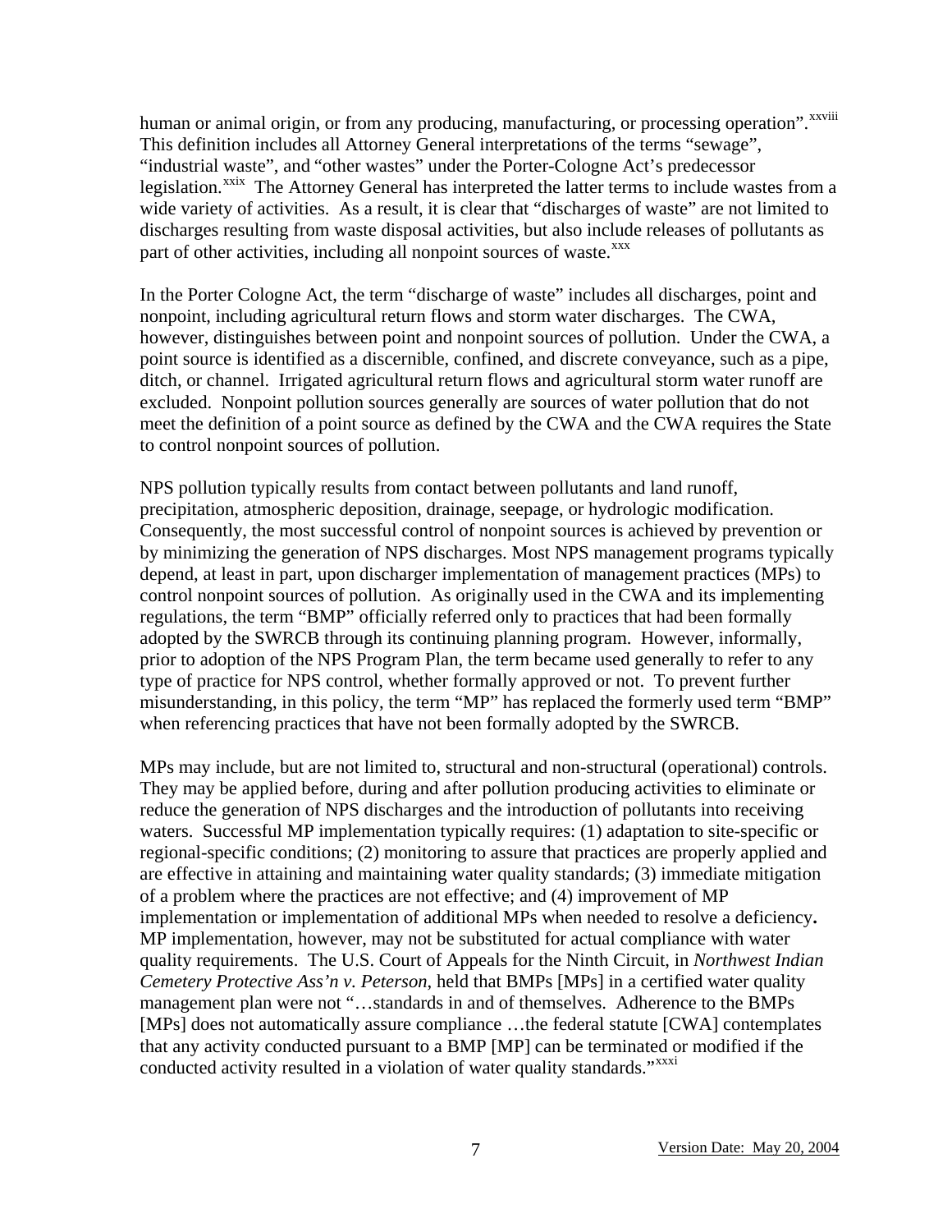human or animal origin, or from any producing, manufacturing, or processing operation".[xxviii] This definition includes all Attorney General interpretations of the terms "sewage", "industrial waste", and "other wastes" under the Porter-Cologne Act's predecessor legislation.[xxix] The Attorney General has interpreted the latter terms to include wastes from a wide variety of activities. As a result, it is clear that "discharges of waste" are not limited to discharges resulting from waste disposal activities, but also include releases of pollutants as part of other activities, including all nonpoint sources of waste.[xxx]

In the Porter Cologne Act, the term "discharge of waste" includes all discharges, point and nonpoint, including agricultural return flows and storm water discharges. The CWA, however, distinguishes between point and nonpoint sources of pollution. Under the CWA, a point source is identified as a discernible, confined, and discrete conveyance, such as a pipe, ditch, or channel. Irrigated agricultural return flows and agricultural storm water runoff are excluded. Nonpoint pollution sources generally are sources of water pollution that do not meet the definition of a point source as defined by the CWA and the CWA requires the State to control nonpoint sources of pollution.

NPS pollution typically results from contact between pollutants and land runoff, precipitation, atmospheric deposition, drainage, seepage, or hydrologic modification. Consequently, the most successful control of nonpoint sources is achieved by prevention or by minimizing the generation of NPS discharges. Most NPS management programs typically depend, at least in part, upon discharger implementation of management practices (MPs) to control nonpoint sources of pollution. As originally used in the CWA and its implementing regulations, the term "BMP" officially referred only to practices that had been formally adopted by the SWRCB through its continuing planning program. However, informally, prior to adoption of the NPS Program Plan, the term became used generally to refer to any type of practice for NPS control, whether formally approved or not. To prevent further misunderstanding, in this policy, the term "MP" has replaced the formerly used term "BMP" when referencing practices that have not been formally adopted by the SWRCB.

MPs may include, but are not limited to, structural and non-structural (operational) controls. They may be applied before, during and after pollution producing activities to eliminate or reduce the generation of NPS discharges and the introduction of pollutants into receiving waters. Successful MP implementation typically requires: (1) adaptation to site-specific or regional-specific conditions; (2) monitoring to assure that practices are properly applied and are effective in attaining and maintaining water quality standards; (3) immediate mitigation of a problem where the practices are not effective; and (4) improvement of MP implementation or implementation of additional MPs when needed to resolve a deficiency**.** MP implementation, however, may not be substituted for actual compliance with water quality requirements. The U.S. Court of Appeals for the Ninth Circuit, in *Northwest Indian Cemetery Protective Ass'n v. Peterson*, held that BMPs [MPs] in a certified water quality management plan were not "…standards in and of themselves. Adherence to the BMPs [MPs] does not automatically assure compliance …the federal statute [CWA] contemplates that any activity conducted pursuant to a BMP [MP] can be terminated or modified if the conducted activity resulted in a violation of water quality standards."[xxxi]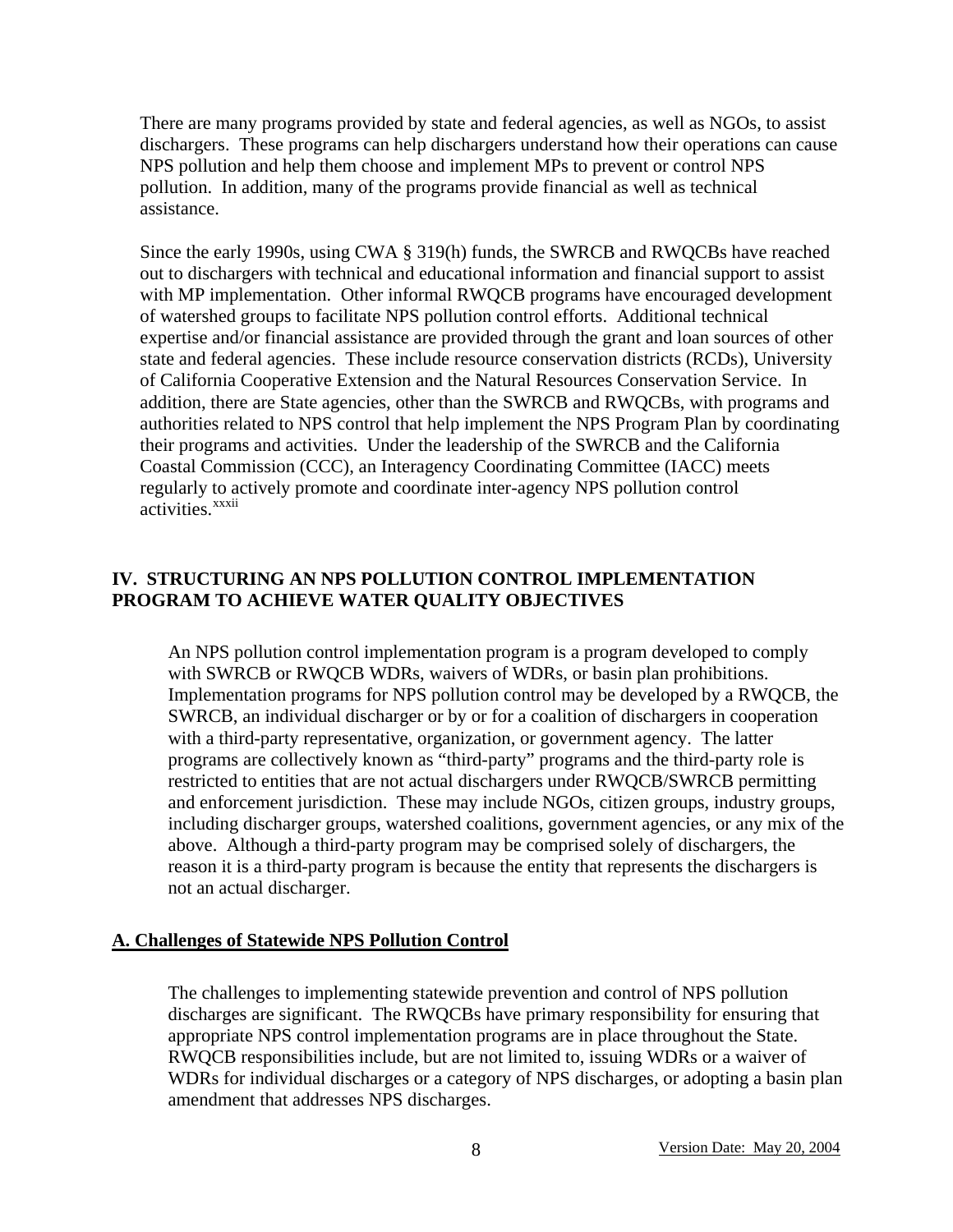There are many programs provided by state and federal agencies, as well as NGOs, to assist dischargers. These programs can help dischargers understand how their operations can cause NPS pollution and help them choose and implement MPs to prevent or control NPS pollution. In addition, many of the programs provide financial as well as technical assistance.

Since the early 1990s, using CWA § 319(h) funds, the SWRCB and RWQCBs have reached out to dischargers with technical and educational information and financial support to assist with MP implementation. Other informal RWQCB programs have encouraged development of watershed groups to facilitate NPS pollution control efforts. Additional technical expertise and/or financial assistance are provided through the grant and loan sources of other state and federal agencies. These include resource conservation districts (RCDs), University of California Cooperative Extension and the Natural Resources Conservation Service. In addition, there are State agencies, other than the SWRCB and RWQCBs, with programs and authorities related to NPS control that help implement the NPS Program Plan by coordinating their programs and activities. Under the leadership of the SWRCB and the California Coastal Commission (CCC), an Interagency Coordinating Committee (IACC) meets regularly to actively promote and coordinate inter-agency NPS pollution control activities.[xxxii]

## IV. STRUCTURING AN NPS POLLUTION CONTROL IMPLEMENTATION PROGRAM TO ACHIEVE WATER QUALITY OBJECTIVES

An NPS pollution control implementation program is a program developed to comply with SWRCB or RWQCB WDRs, waivers of WDRs, or basin plan prohibitions. Implementation programs for NPS pollution control may be developed by a RWQCB, the SWRCB, an individual discharger or by or for a coalition of dischargers in cooperation with a third-party representative, organization, or government agency. The latter programs are collectively known as "third-party" programs and the third-party role is restricted to entities that are not actual dischargers under RWQCB/SWRCB permitting and enforcement jurisdiction. These may include NGOs, citizen groups, industry groups, including discharger groups, watershed coalitions, government agencies, or any mix of the above. Although a third-party program may be comprised solely of dischargers, the reason it is a third-party program is because the entity that represents the dischargers is not an actual discharger.

### A. Challenges of Statewide NPS Pollution Control

The challenges to implementing statewide prevention and control of NPS pollution discharges are significant. The RWQCBs have primary responsibility for ensuring that appropriate NPS control implementation programs are in place throughout the State. RWQCB responsibilities include, but are not limited to, issuing WDRs or a waiver of WDRs for individual discharges or a category of NPS discharges, or adopting a basin plan amendment that addresses NPS discharges.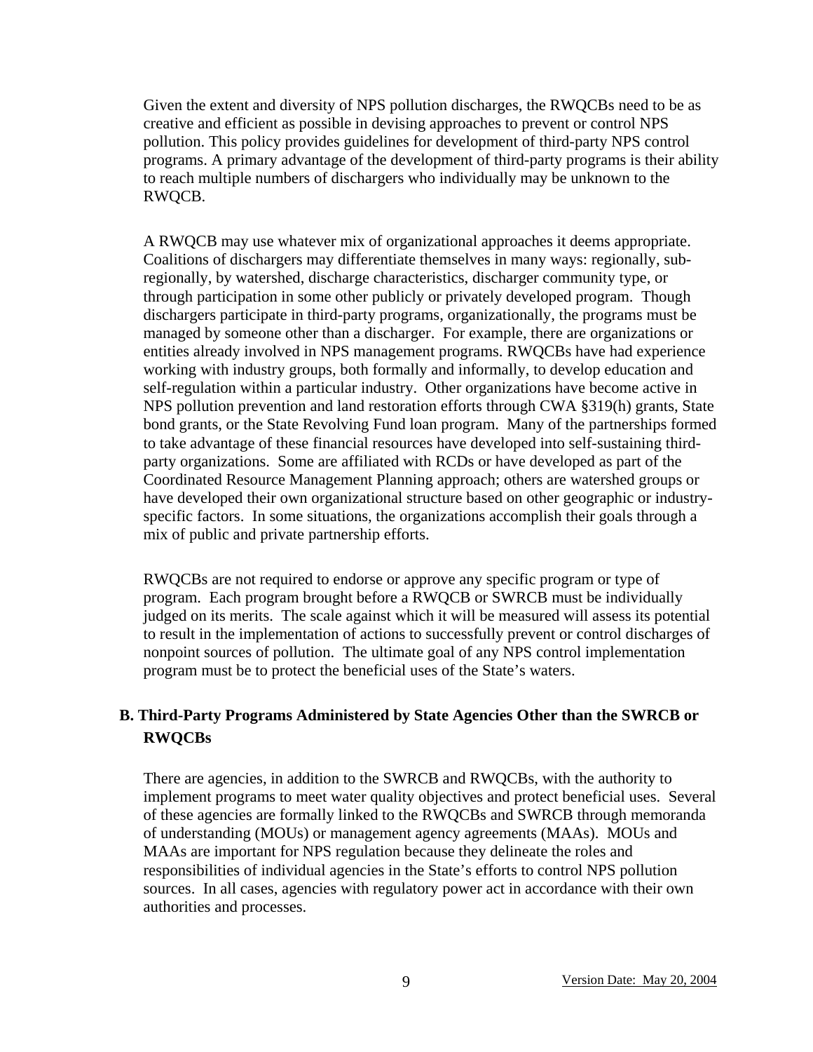Given the extent and diversity of NPS pollution discharges, the RWQCBs need to be as creative and efficient as possible in devising approaches to prevent or control NPS pollution. This policy provides guidelines for development of third-party NPS control programs. A primary advantage of the development of third-party programs is their ability to reach multiple numbers of dischargers who individually may be unknown to the RWQCB.

A RWQCB may use whatever mix of organizational approaches it deems appropriate. Coalitions of dischargers may differentiate themselves in many ways: regionally, sub-regionally, by watershed, discharge characteristics, discharger community type, or through participation in some other publicly or privately developed program. Though dischargers participate in third-party programs, organizationally, the programs must be managed by someone other than a discharger. For example, there are organizations or entities already involved in NPS management programs. RWQCBs have had experience working with industry groups, both formally and informally, to develop education and self-regulation within a particular industry. Other organizations have become active in NPS pollution prevention and land restoration efforts through CWA §319(h) grants, State bond grants, or the State Revolving Fund loan program. Many of the partnerships formed to take advantage of these financial resources have developed into self-sustaining third-party organizations. Some are affiliated with RCDs or have developed as part of the Coordinated Resource Management Planning approach; others are watershed groups or have developed their own organizational structure based on other geographic or industry-specific factors. In some situations, the organizations accomplish their goals through a mix of public and private partnership efforts.

RWQCBs are not required to endorse or approve any specific program or type of program. Each program brought before a RWQCB or SWRCB must be individually judged on its merits. The scale against which it will be measured will assess its potential to result in the implementation of actions to successfully prevent or control discharges of nonpoint sources of pollution. The ultimate goal of any NPS control implementation program must be to protect the beneficial uses of the State's waters.

## B. Third-Party Programs Administered by State Agencies Other than the SWRCB or RWQCBs

There are agencies, in addition to the SWRCB and RWQCBs, with the authority to implement programs to meet water quality objectives and protect beneficial uses. Several of these agencies are formally linked to the RWQCBs and SWRCB through memoranda of understanding (MOUs) or management agency agreements (MAAs). MOUs and MAAs are important for NPS regulation because they delineate the roles and responsibilities of individual agencies in the State's efforts to control NPS pollution sources. In all cases, agencies with regulatory power act in accordance with their own authorities and processes.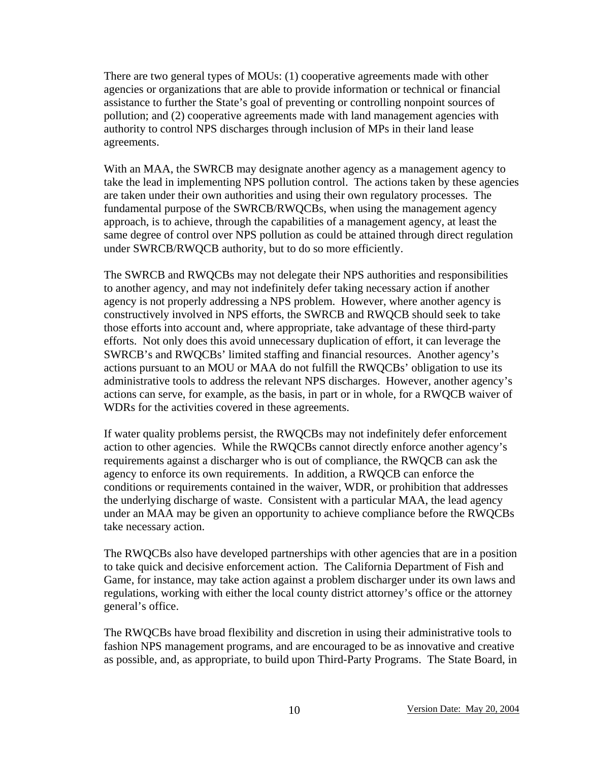There are two general types of MOUs: (1) cooperative agreements made with other agencies or organizations that are able to provide information or technical or financial assistance to further the State's goal of preventing or controlling nonpoint sources of pollution; and (2) cooperative agreements made with land management agencies with authority to control NPS discharges through inclusion of MPs in their land lease agreements.

With an MAA, the SWRCB may designate another agency as a management agency to take the lead in implementing NPS pollution control. The actions taken by these agencies are taken under their own authorities and using their own regulatory processes. The fundamental purpose of the SWRCB/RWQCBs, when using the management agency approach, is to achieve, through the capabilities of a management agency, at least the same degree of control over NPS pollution as could be attained through direct regulation under SWRCB/RWQCB authority, but to do so more efficiently.

The SWRCB and RWQCBs may not delegate their NPS authorities and responsibilities to another agency, and may not indefinitely defer taking necessary action if another agency is not properly addressing a NPS problem. However, where another agency is constructively involved in NPS efforts, the SWRCB and RWQCB should seek to take those efforts into account and, where appropriate, take advantage of these third-party efforts. Not only does this avoid unnecessary duplication of effort, it can leverage the SWRCB's and RWQCBs' limited staffing and financial resources. Another agency's actions pursuant to an MOU or MAA do not fulfill the RWQCBs' obligation to use its administrative tools to address the relevant NPS discharges. However, another agency's actions can serve, for example, as the basis, in part or in whole, for a RWQCB waiver of WDRs for the activities covered in these agreements.

If water quality problems persist, the RWQCBs may not indefinitely defer enforcement action to other agencies. While the RWQCBs cannot directly enforce another agency's requirements against a discharger who is out of compliance, the RWQCB can ask the agency to enforce its own requirements. In addition, a RWQCB can enforce the conditions or requirements contained in the waiver, WDR, or prohibition that addresses the underlying discharge of waste. Consistent with a particular MAA, the lead agency under an MAA may be given an opportunity to achieve compliance before the RWQCBs take necessary action.

The RWQCBs also have developed partnerships with other agencies that are in a position to take quick and decisive enforcement action. The California Department of Fish and Game, for instance, may take action against a problem discharger under its own laws and regulations, working with either the local county district attorney's office or the attorney general's office.

The RWQCBs have broad flexibility and discretion in using their administrative tools to fashion NPS management programs, and are encouraged to be as innovative and creative as possible, and, as appropriate, to build upon Third-Party Programs. The State Board, in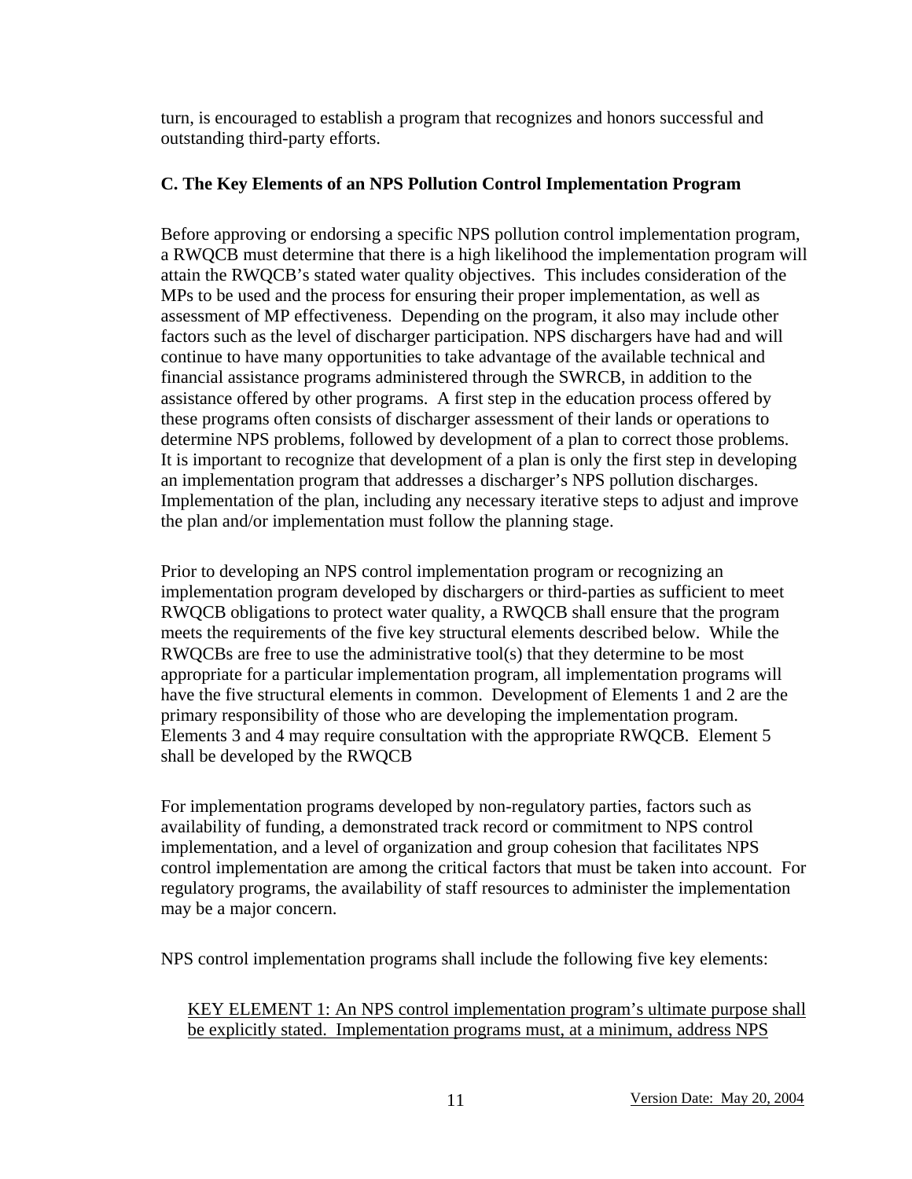turn, is encouraged to establish a program that recognizes and honors successful and outstanding third-party efforts.

### C. The Key Elements of an NPS Pollution Control Implementation Program

Before approving or endorsing a specific NPS pollution control implementation program, a RWQCB must determine that there is a high likelihood the implementation program will attain the RWQCB's stated water quality objectives. This includes consideration of the MPs to be used and the process for ensuring their proper implementation, as well as assessment of MP effectiveness. Depending on the program, it also may include other factors such as the level of discharger participation. NPS dischargers have had and will continue to have many opportunities to take advantage of the available technical and financial assistance programs administered through the SWRCB, in addition to the assistance offered by other programs. A first step in the education process offered by these programs often consists of discharger assessment of their lands or operations to determine NPS problems, followed by development of a plan to correct those problems. It is important to recognize that development of a plan is only the first step in developing an implementation program that addresses a discharger's NPS pollution discharges. Implementation of the plan, including any necessary iterative steps to adjust and improve the plan and/or implementation must follow the planning stage.

Prior to developing an NPS control implementation program or recognizing an implementation program developed by dischargers or third-parties as sufficient to meet RWQCB obligations to protect water quality, a RWQCB shall ensure that the program meets the requirements of the five key structural elements described below. While the RWQCBs are free to use the administrative tool(s) that they determine to be most appropriate for a particular implementation program, all implementation programs will have the five structural elements in common. Development of Elements 1 and 2 are the primary responsibility of those who are developing the implementation program. Elements 3 and 4 may require consultation with the appropriate RWQCB. Element 5 shall be developed by the RWQCB

For implementation programs developed by non-regulatory parties, factors such as availability of funding, a demonstrated track record or commitment to NPS control implementation, and a level of organization and group cohesion that facilitates NPS control implementation are among the critical factors that must be taken into account. For regulatory programs, the availability of staff resources to administer the implementation may be a major concern.

NPS control implementation programs shall include the following five key elements:

KEY ELEMENT 1: An NPS control implementation program's ultimate purpose shall be explicitly stated. Implementation programs must, at a minimum, address NPS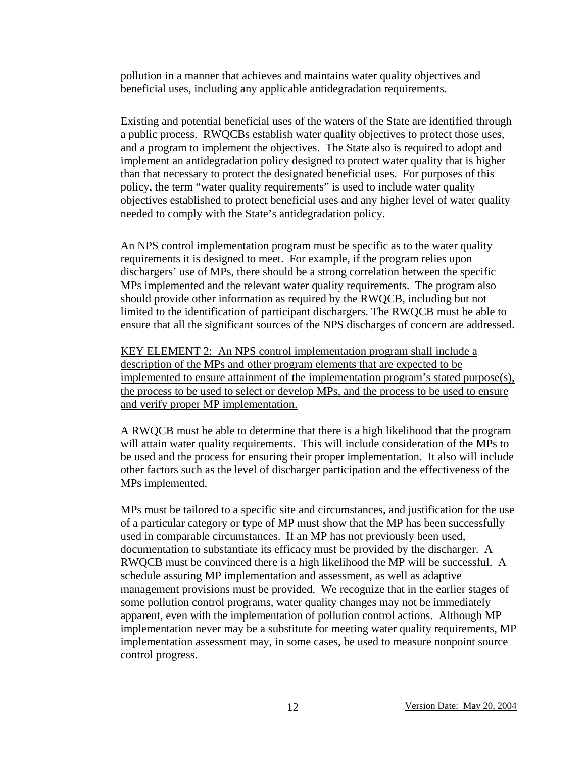pollution in a manner that achieves and maintains water quality objectives and beneficial uses, including any applicable antidegradation requirements.

Existing and potential beneficial uses of the waters of the State are identified through a public process. RWQCBs establish water quality objectives to protect those uses, and a program to implement the objectives. The State also is required to adopt and implement an antidegradation policy designed to protect water quality that is higher than that necessary to protect the designated beneficial uses. For purposes of this policy, the term "water quality requirements" is used to include water quality objectives established to protect beneficial uses and any higher level of water quality needed to comply with the State's antidegradation policy.

An NPS control implementation program must be specific as to the water quality requirements it is designed to meet. For example, if the program relies upon dischargers' use of MPs, there should be a strong correlation between the specific MPs implemented and the relevant water quality requirements. The program also should provide other information as required by the RWQCB, including but not limited to the identification of participant dischargers. The RWQCB must be able to ensure that all the significant sources of the NPS discharges of concern are addressed.

KEY ELEMENT 2: An NPS control implementation program shall include a description of the MPs and other program elements that are expected to be implemented to ensure attainment of the implementation program's stated purpose(s), the process to be used to select or develop MPs, and the process to be used to ensure and verify proper MP implementation.

A RWQCB must be able to determine that there is a high likelihood that the program will attain water quality requirements. This will include consideration of the MPs to be used and the process for ensuring their proper implementation. It also will include other factors such as the level of discharger participation and the effectiveness of the MPs implemented.

MPs must be tailored to a specific site and circumstances, and justification for the use of a particular category or type of MP must show that the MP has been successfully used in comparable circumstances. If an MP has not previously been used, documentation to substantiate its efficacy must be provided by the discharger. A RWQCB must be convinced there is a high likelihood the MP will be successful. A schedule assuring MP implementation and assessment, as well as adaptive management provisions must be provided. We recognize that in the earlier stages of some pollution control programs, water quality changes may not be immediately apparent, even with the implementation of pollution control actions. Although MP implementation never may be a substitute for meeting water quality requirements, MP implementation assessment may, in some cases, be used to measure nonpoint source control progress.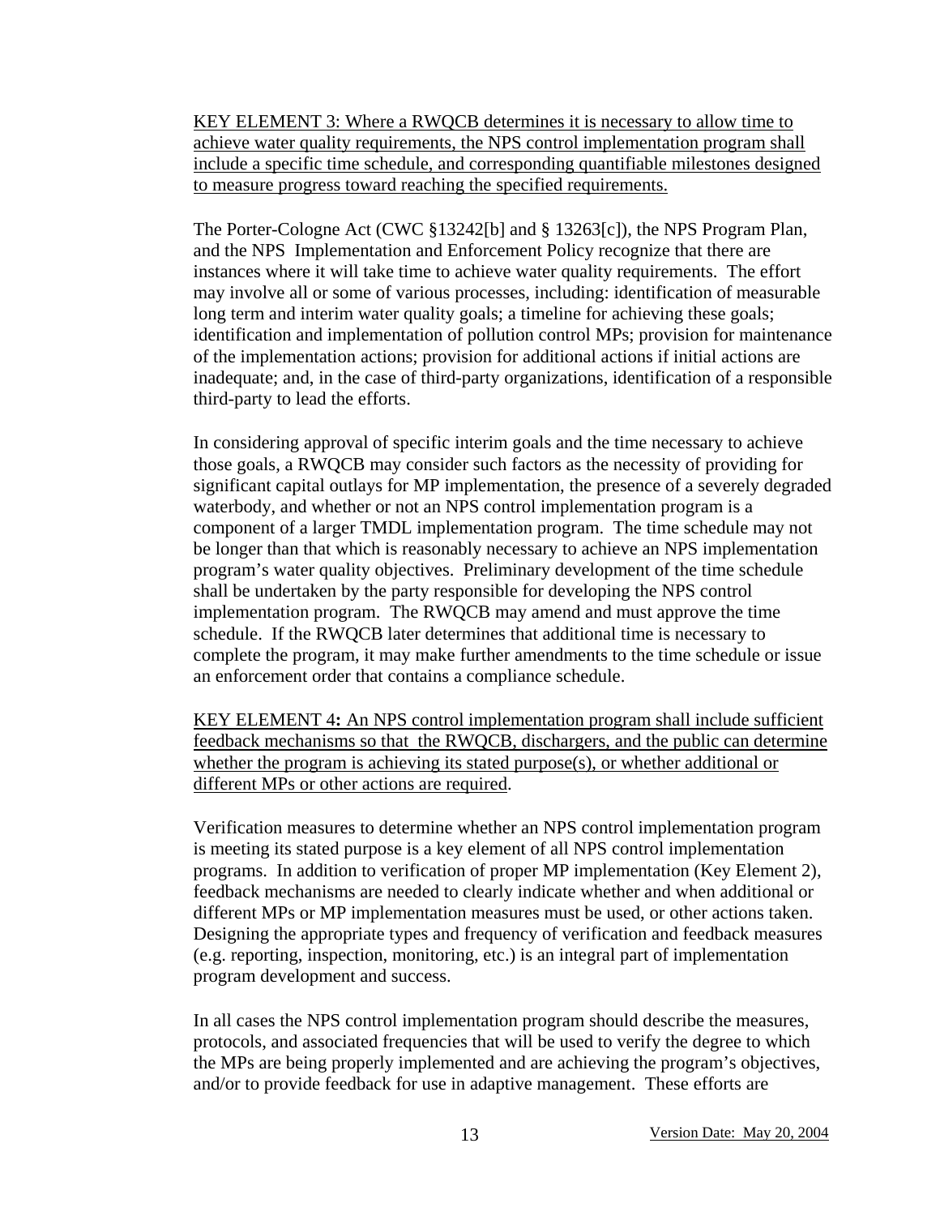KEY ELEMENT 3: Where a RWQCB determines it is necessary to allow time to achieve water quality requirements, the NPS control implementation program shall include a specific time schedule, and corresponding quantifiable milestones designed to measure progress toward reaching the specified requirements.

The Porter-Cologne Act (CWC §13242[b] and § 13263[c]), the NPS Program Plan, and the NPS Implementation and Enforcement Policy recognize that there are instances where it will take time to achieve water quality requirements. The effort may involve all or some of various processes, including: identification of measurable long term and interim water quality goals; a timeline for achieving these goals; identification and implementation of pollution control MPs; provision for maintenance of the implementation actions; provision for additional actions if initial actions are inadequate; and, in the case of third-party organizations, identification of a responsible third-party to lead the efforts.

In considering approval of specific interim goals and the time necessary to achieve those goals, a RWQCB may consider such factors as the necessity of providing for significant capital outlays for MP implementation, the presence of a severely degraded waterbody, and whether or not an NPS control implementation program is a component of a larger TMDL implementation program. The time schedule may not be longer than that which is reasonably necessary to achieve an NPS implementation program's water quality objectives. Preliminary development of the time schedule shall be undertaken by the party responsible for developing the NPS control implementation program. The RWQCB may amend and must approve the time schedule. If the RWQCB later determines that additional time is necessary to complete the program, it may make further amendments to the time schedule or issue an enforcement order that contains a compliance schedule.

KEY ELEMENT 4**:** An NPS control implementation program shall include sufficient feedback mechanisms so that the RWQCB, dischargers, and the public can determine whether the program is achieving its stated purpose(s), or whether additional or different MPs or other actions are required.

Verification measures to determine whether an NPS control implementation program is meeting its stated purpose is a key element of all NPS control implementation programs. In addition to verification of proper MP implementation (Key Element 2), feedback mechanisms are needed to clearly indicate whether and when additional or different MPs or MP implementation measures must be used, or other actions taken. Designing the appropriate types and frequency of verification and feedback measures (e.g. reporting, inspection, monitoring, etc.) is an integral part of implementation program development and success.

In all cases the NPS control implementation program should describe the measures, protocols, and associated frequencies that will be used to verify the degree to which the MPs are being properly implemented and are achieving the program's objectives, and/or to provide feedback for use in adaptive management. These efforts are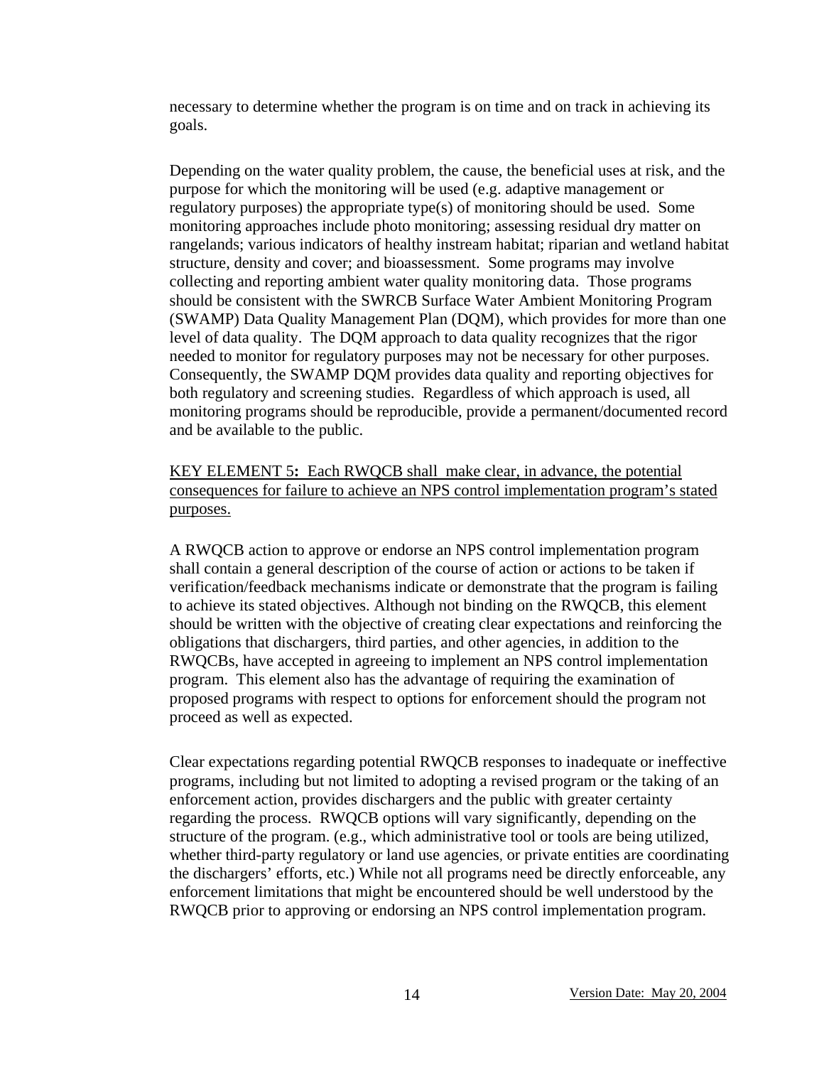necessary to determine whether the program is on time and on track in achieving its goals.

Depending on the water quality problem, the cause, the beneficial uses at risk, and the purpose for which the monitoring will be used (e.g. adaptive management or regulatory purposes) the appropriate type(s) of monitoring should be used. Some monitoring approaches include photo monitoring; assessing residual dry matter on rangelands; various indicators of healthy instream habitat; riparian and wetland habitat structure, density and cover; and bioassessment. Some programs may involve collecting and reporting ambient water quality monitoring data. Those programs should be consistent with the SWRCB Surface Water Ambient Monitoring Program (SWAMP) Data Quality Management Plan (DQM), which provides for more than one level of data quality. The DQM approach to data quality recognizes that the rigor needed to monitor for regulatory purposes may not be necessary for other purposes. Consequently, the SWAMP DQM provides data quality and reporting objectives for both regulatory and screening studies. Regardless of which approach is used, all monitoring programs should be reproducible, provide a permanent/documented record and be available to the public.

<u>KEY ELEMENT 5**:** Each RWQCB shall make clear, in advance, the potential consequences for failure to achieve an NPS control implementation program's stated purposes.</u>

A RWQCB action to approve or endorse an NPS control implementation program shall contain a general description of the course of action or actions to be taken if verification/feedback mechanisms indicate or demonstrate that the program is failing to achieve its stated objectives. Although not binding on the RWQCB, this element should be written with the objective of creating clear expectations and reinforcing the obligations that dischargers, third parties, and other agencies, in addition to the RWQCBs, have accepted in agreeing to implement an NPS control implementation program. This element also has the advantage of requiring the examination of proposed programs with respect to options for enforcement should the program not proceed as well as expected.

Clear expectations regarding potential RWQCB responses to inadequate or ineffective programs, including but not limited to adopting a revised program or the taking of an enforcement action, provides dischargers and the public with greater certainty regarding the process. RWQCB options will vary significantly, depending on the structure of the program. (e.g., which administrative tool or tools are being utilized, whether third-party regulatory or land use agencies, or private entities are coordinating the dischargers' efforts, etc.) While not all programs need be directly enforceable, any enforcement limitations that might be encountered should be well understood by the RWQCB prior to approving or endorsing an NPS control implementation program.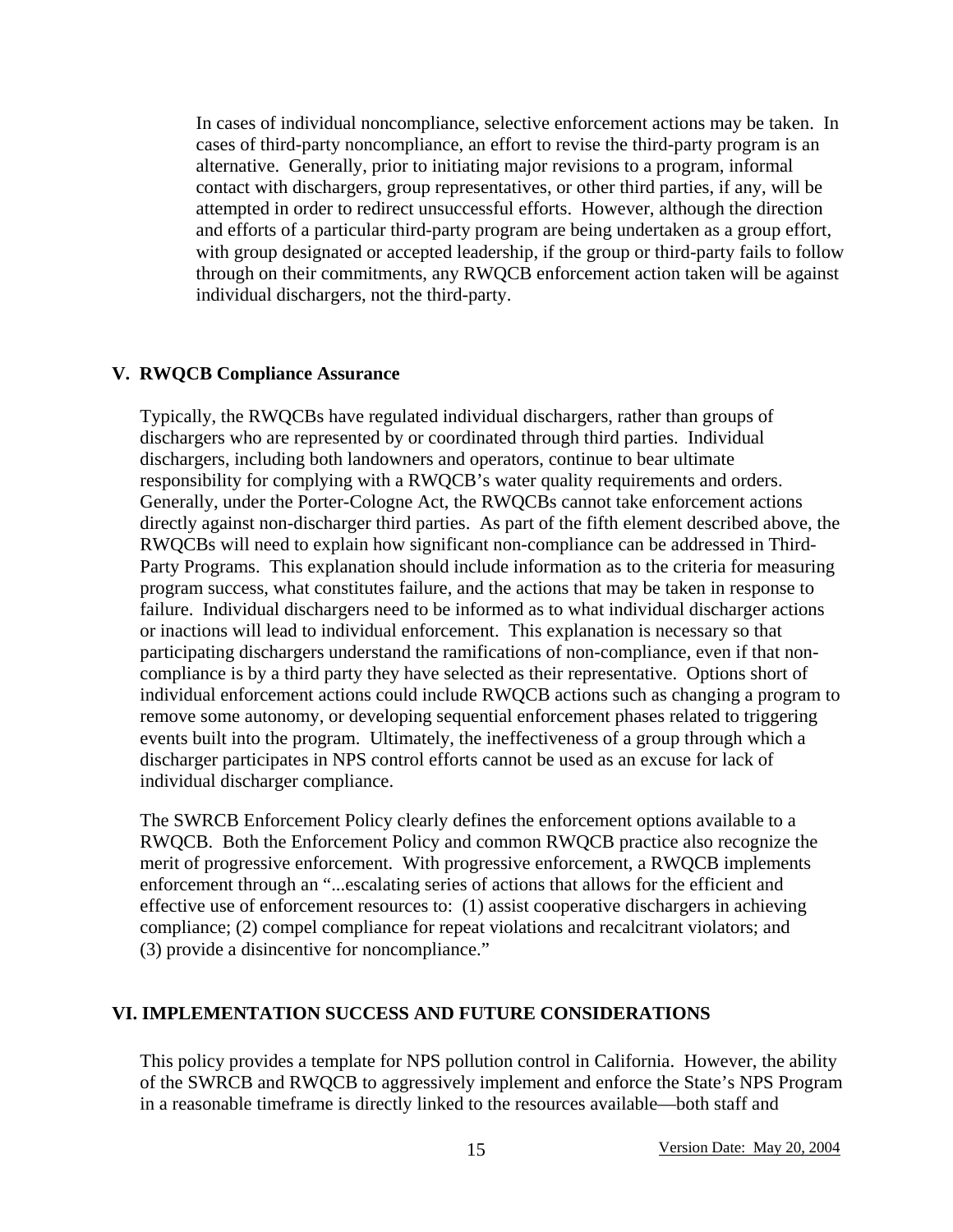In cases of individual noncompliance, selective enforcement actions may be taken. In cases of third-party noncompliance, an effort to revise the third-party program is an alternative. Generally, prior to initiating major revisions to a program, informal contact with dischargers, group representatives, or other third parties, if any, will be attempted in order to redirect unsuccessful efforts. However, although the direction and efforts of a particular third-party program are being undertaken as a group effort, with group designated or accepted leadership, if the group or third-party fails to follow through on their commitments, any RWQCB enforcement action taken will be against individual dischargers, not the third-party.

## V. RWQCB Compliance Assurance

Typically, the RWQCBs have regulated individual dischargers, rather than groups of dischargers who are represented by or coordinated through third parties. Individual dischargers, including both landowners and operators, continue to bear ultimate responsibility for complying with a RWQCB's water quality requirements and orders. Generally, under the Porter-Cologne Act, the RWQCBs cannot take enforcement actions directly against non-discharger third parties. As part of the fifth element described above, the RWQCBs will need to explain how significant non-compliance can be addressed in Third-Party Programs. This explanation should include information as to the criteria for measuring program success, what constitutes failure, and the actions that may be taken in response to failure. Individual dischargers need to be informed as to what individual discharger actions or inactions will lead to individual enforcement. This explanation is necessary so that participating dischargers understand the ramifications of non-compliance, even if that non-compliance is by a third party they have selected as their representative. Options short of individual enforcement actions could include RWQCB actions such as changing a program to remove some autonomy, or developing sequential enforcement phases related to triggering events built into the program. Ultimately, the ineffectiveness of a group through which a discharger participates in NPS control efforts cannot be used as an excuse for lack of individual discharger compliance.

The SWRCB Enforcement Policy clearly defines the enforcement options available to a RWQCB. Both the Enforcement Policy and common RWQCB practice also recognize the merit of progressive enforcement. With progressive enforcement, a RWQCB implements enforcement through an "...escalating series of actions that allows for the efficient and effective use of enforcement resources to: (1) assist cooperative dischargers in achieving compliance; (2) compel compliance for repeat violations and recalcitrant violators; and (3) provide a disincentive for noncompliance."

## VI. IMPLEMENTATION SUCCESS AND FUTURE CONSIDERATIONS

This policy provides a template for NPS pollution control in California. However, the ability of the SWRCB and RWQCB to aggressively implement and enforce the State's NPS Program in a reasonable timeframe is directly linked to the resources available—both staff and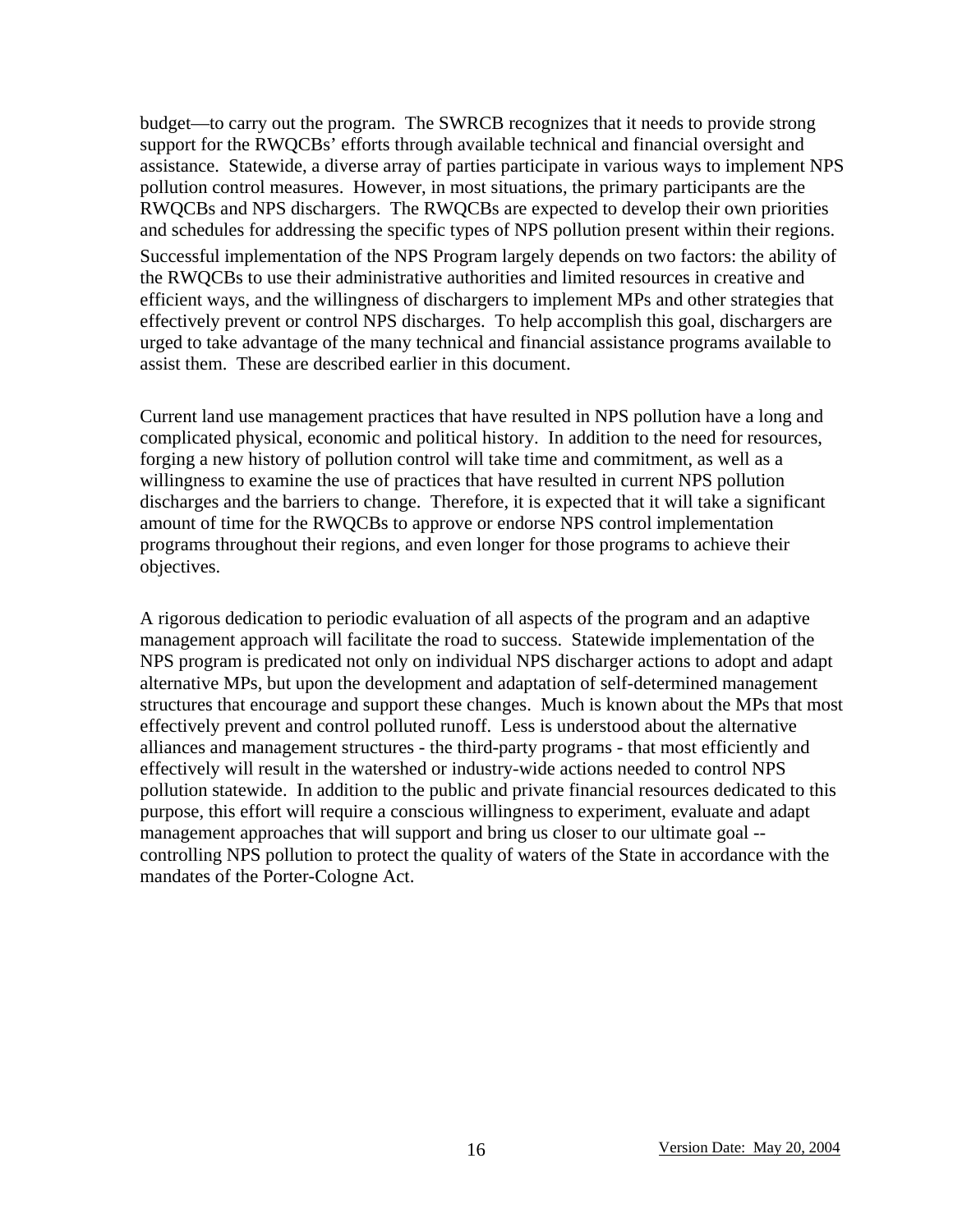budget—to carry out the program. The SWRCB recognizes that it needs to provide strong support for the RWQCBs' efforts through available technical and financial oversight and assistance. Statewide, a diverse array of parties participate in various ways to implement NPS pollution control measures. However, in most situations, the primary participants are the RWQCBs and NPS dischargers. The RWQCBs are expected to develop their own priorities and schedules for addressing the specific types of NPS pollution present within their regions. Successful implementation of the NPS Program largely depends on two factors: the ability of the RWQCBs to use their administrative authorities and limited resources in creative and efficient ways, and the willingness of dischargers to implement MPs and other strategies that effectively prevent or control NPS discharges. To help accomplish this goal, dischargers are urged to take advantage of the many technical and financial assistance programs available to assist them. These are described earlier in this document.

Current land use management practices that have resulted in NPS pollution have a long and complicated physical, economic and political history. In addition to the need for resources, forging a new history of pollution control will take time and commitment, as well as a willingness to examine the use of practices that have resulted in current NPS pollution discharges and the barriers to change. Therefore, it is expected that it will take a significant amount of time for the RWQCBs to approve or endorse NPS control implementation programs throughout their regions, and even longer for those programs to achieve their objectives.

A rigorous dedication to periodic evaluation of all aspects of the program and an adaptive management approach will facilitate the road to success. Statewide implementation of the NPS program is predicated not only on individual NPS discharger actions to adopt and adapt alternative MPs, but upon the development and adaptation of self-determined management structures that encourage and support these changes. Much is known about the MPs that most effectively prevent and control polluted runoff. Less is understood about the alternative alliances and management structures - the third-party programs - that most efficiently and effectively will result in the watershed or industry-wide actions needed to control NPS pollution statewide. In addition to the public and private financial resources dedicated to this purpose, this effort will require a conscious willingness to experiment, evaluate and adapt management approaches that will support and bring us closer to our ultimate goal -- controlling NPS pollution to protect the quality of waters of the State in accordance with the mandates of the Porter-Cologne Act.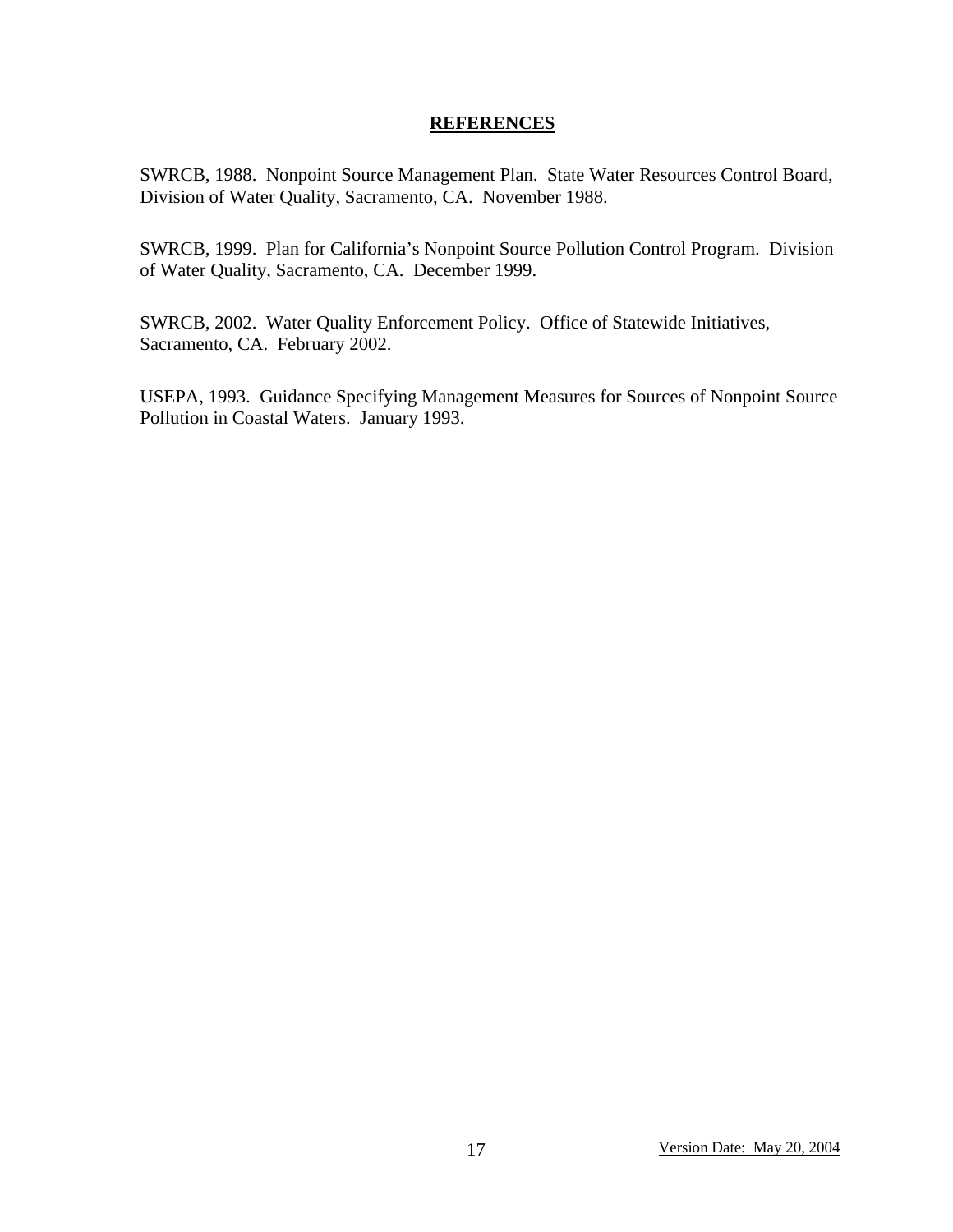## REFERENCES

SWRCB, 1988. Nonpoint Source Management Plan. State Water Resources Control Board, Division of Water Quality, Sacramento, CA. November 1988.

SWRCB, 1999. Plan for California's Nonpoint Source Pollution Control Program. Division of Water Quality, Sacramento, CA. December 1999.

SWRCB, 2002. Water Quality Enforcement Policy. Office of Statewide Initiatives, Sacramento, CA. February 2002.

USEPA, 1993. Guidance Specifying Management Measures for Sources of Nonpoint Source Pollution in Coastal Waters. January 1993.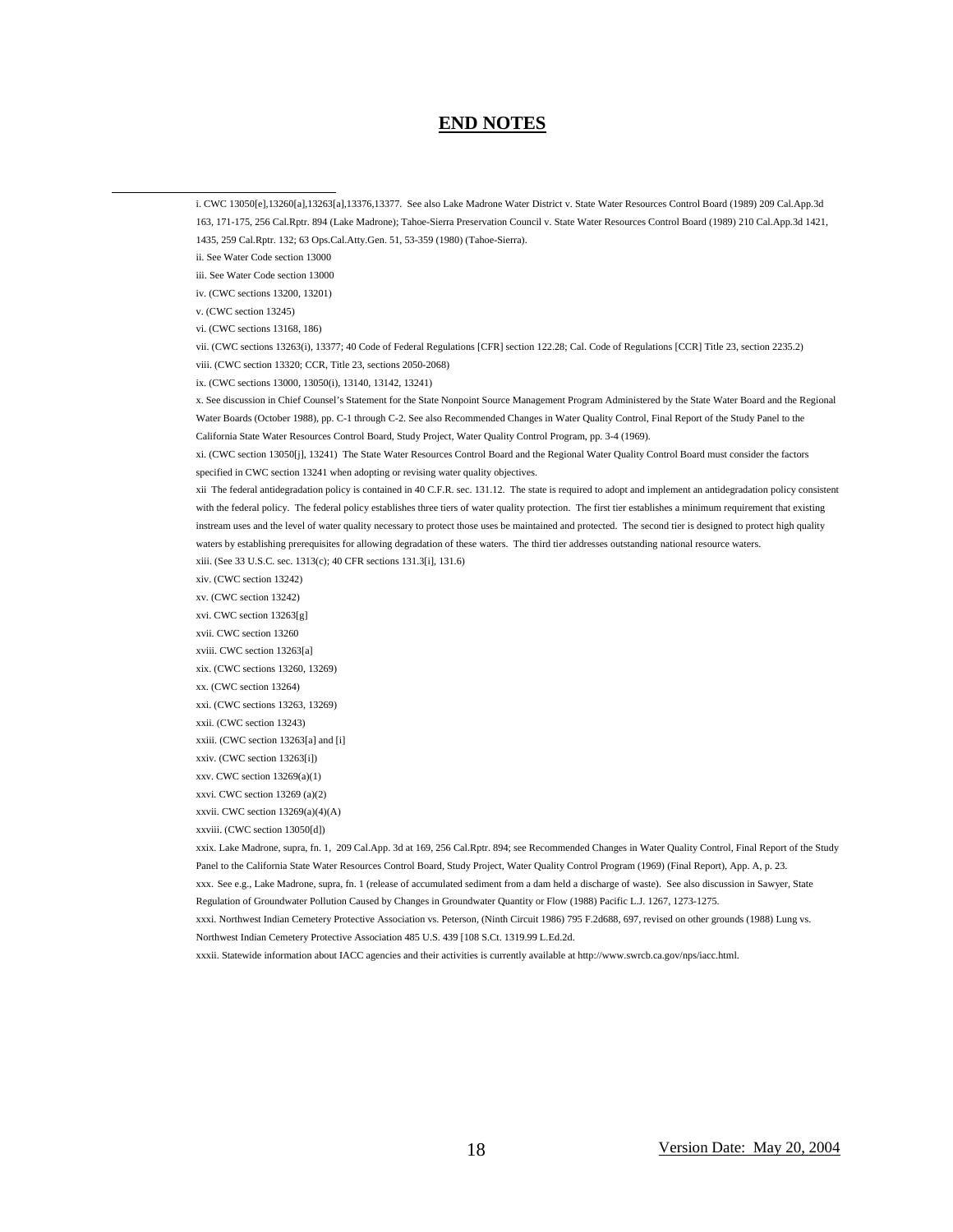# END NOTES

i. CWC 13050[e],13260[a],13263[a],13376,13377. See also Lake Madrone Water District v. State Water Resources Control Board (1989) 209 Cal.App.3d 163, 171-175, 256 Cal.Rptr. 894 (Lake Madrone); Tahoe-Sierra Preservation Council v. State Water Resources Control Board (1989) 210 Cal.App.3d 1421, 1435, 259 Cal.Rptr. 132; 63 Ops.Cal.Atty.Gen. 51, 53-359 (1980) (Tahoe-Sierra).

ii. See Water Code section 13000

iii. See Water Code section 13000

iv. (CWC sections 13200, 13201)

v. (CWC section 13245)

vi. (CWC sections 13168, 186)

vii. (CWC sections 13263(i), 13377; 40 Code of Federal Regulations [CFR] section 122.28; Cal. Code of Regulations [CCR] Title 23, section 2235.2)

viii. (CWC section 13320; CCR, Title 23, sections 2050-2068)

ix. (CWC sections 13000, 13050(i), 13140, 13142, 13241)

x. See discussion in Chief Counsel's Statement for the State Nonpoint Source Management Program Administered by the State Water Board and the Regional Water Boards (October 1988), pp. C-1 through C-2. See also Recommended Changes in Water Quality Control, Final Report of the Study Panel to the California State Water Resources Control Board, Study Project, Water Quality Control Program, pp. 3-4 (1969).

xi. (CWC section 13050[j], 13241) The State Water Resources Control Board and the Regional Water Quality Control Board must consider the factors specified in CWC section 13241 when adopting or revising water quality objectives.

xii The federal antidegradation policy is contained in 40 C.F.R. sec. 131.12. The state is required to adopt and implement an antidegradation policy consistent with the federal policy. The federal policy establishes three tiers of water quality protection. The first tier establishes a minimum requirement that existing instream uses and the level of water quality necessary to protect those uses be maintained and protected. The second tier is designed to protect high quality waters by establishing prerequisites for allowing degradation of these waters. The third tier addresses outstanding national resource waters.

xiii. (See 33 U.S.C. sec. 1313(c); 40 CFR sections 131.3[i], 131.6)

xiv. (CWC section 13242)

xv. (CWC section 13242)

xvi. CWC section 13263[g]

xvii. CWC section 13260

xviii. CWC section 13263[a]

xix. (CWC sections 13260, 13269)

xx. (CWC section 13264)

xxi. (CWC sections 13263, 13269)

xxii. (CWC section 13243)

xxiii. (CWC section 13263[a] and [i]

xxiv. (CWC section 13263[i])

xxv. CWC section 13269(a)(1)

xxvi. CWC section 13269 (a)(2)

xxvii. CWC section 13269(a)(4)(A)

xxviii. (CWC section 13050[d])

xxix. Lake Madrone, supra, fn. 1, 209 Cal.App. 3d at 169, 256 Cal.Rptr. 894; see Recommended Changes in Water Quality Control, Final Report of the Study Panel to the California State Water Resources Control Board, Study Project, Water Quality Control Program (1969) (Final Report), App. A, p. 23.

xxx. See e.g., Lake Madrone, supra, fn. 1 (release of accumulated sediment from a dam held a discharge of waste). See also discussion in Sawyer, State Regulation of Groundwater Pollution Caused by Changes in Groundwater Quantity or Flow (1988) Pacific L.J. 1267, 1273-1275.

xxxi. Northwest Indian Cemetery Protective Association vs. Peterson, (Ninth Circuit 1986) 795 F.2d688, 697, revised on other grounds (1988) Lung vs. Northwest Indian Cemetery Protective Association 485 U.S. 439 [108 S.Ct. 1319.99 L.Ed.2d.

xxxii. Statewide information about IACC agencies and their activities is currently available at http://www.swrcb.ca.gov/nps/iacc.html.

Version Date: May 20, 2004